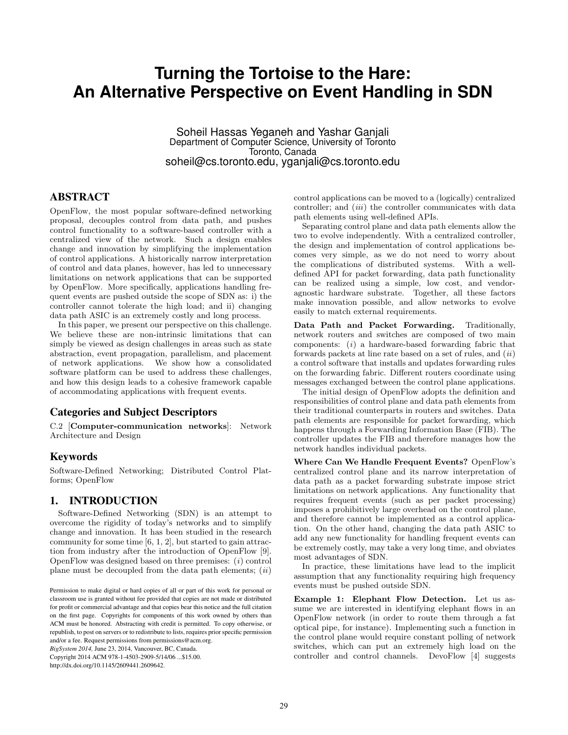# Turning the Tortoise to the Hare: An Alternative Perspective on Event Handling in SDN

Soheil Hassas Yeganeh and Yashar Ganjali
Department of Computer Science, University of Toronto
Toronto, Canada
soheil@cs.toronto.edu, yganjali@cs.toronto.edu

## ABSTRACT

OpenFlow, the most popular software-defined networking proposal, decouples control from data path, and pushes control functionality to a software-based controller with a centralized view of the network. Such a design enables change and innovation by simplifying the implementation of control applications. A historically narrow interpretation of control and data planes, however, has led to unnecessary limitations on network applications that can be supported by OpenFlow. More specifically, applications handling frequent events are pushed outside the scope of SDN as: i) the controller cannot tolerate the high load; and ii) changing data path ASIC is an extremely costly and long process.

In this paper, we present our perspective on this challenge. We believe these are non-intrinsic limitations that can simply be viewed as design challenges in areas such as state abstraction, event propagation, parallelism, and placement of network applications. We show how a consolidated software platform can be used to address these challenges, and how this design leads to a cohesive framework capable of accommodating applications with frequent events.

### Categories and Subject Descriptors

C.2 [**Computer-communication networks**]: Network Architecture and Design

### Keywords

Software-Defined Networking; Distributed Control Platforms; OpenFlow

## 1. INTRODUCTION

Software-Defined Networking (SDN) is an attempt to overcome the rigidity of today's networks and to simplify change and innovation. It has been studied in the research community for some time [6, 1, 2], but started to gain attraction from industry after the introduction of OpenFlow [9]. OpenFlow was designed based on three premises: (*i*) control plane must be decoupled from the data path elements; (*ii*) control applications can be moved to a (logically) centralized controller; and (*iii*) the controller communicates with data path elements using well-defined APIs.

Separating control plane and data path elements allow the two to evolve independently. With a centralized controller, the design and implementation of control applications becomes very simple, as we do not need to worry about the complications of distributed systems. With a well-defined API for packet forwarding, data path functionality can be realized using a simple, low cost, and vendor-agnostic hardware substrate. Together, all these factors make innovation possible, and allow networks to evolve easily to match external requirements.

**Data Path and Packet Forwarding.** Traditionally, network routers and switches are composed of two main components: (*i*) a hardware-based forwarding fabric that forwards packets at line rate based on a set of rules, and (*ii*) a control software that installs and updates forwarding rules on the forwarding fabric. Different routers coordinate using messages exchanged between the control plane applications.

The initial design of OpenFlow adopts the definition and responsibilities of control plane and data path elements from their traditional counterparts in routers and switches. Data path elements are responsible for packet forwarding, which happens through a Forwarding Information Base (FIB). The controller updates the FIB and therefore manages how the network handles individual packets.

**Where Can We Handle Frequent Events?** OpenFlow's centralized control plane and its narrow interpretation of data path as a packet forwarding substrate impose strict limitations on network applications. Any functionality that requires frequent events (such as per packet processing) imposes a prohibitively large overhead on the control plane, and therefore cannot be implemented as a control application. On the other hand, changing the data path ASIC to add any new functionality for handling frequent events can be extremely costly, may take a very long time, and obviates most advantages of SDN.

In practice, these limitations have lead to the implicit assumption that any functionality requiring high frequency events must be pushed outside SDN.

**Example 1: Elephant Flow Detection.** Let us assume we are interested in identifying elephant flows in an OpenFlow network (in order to route them through a fat optical pipe, for instance). Implementing such a function in the control plane would require constant polling of network switches, which can put an extremely high load on the controller and control channels. DevoFlow [4] suggests

Permission to make digital or hard copies of all or part of this work for personal or classroom use is granted without fee provided that copies are not made or distributed for profit or commercial advantage and that copies bear this notice and the full citation on the first page. Copyrights for components of this work owned by others than ACM must be honored. Abstracting with credit is permitted. To copy otherwise, or republish, to post on servers or to redistribute to lists, requires prior specific permission and/or a fee. Request permissions from permissions@acm.org.
*BigSystem 2014,* June 23, 2014, Vancouver, BC, Canada.
Copyright 2014 ACM 978-1-4503-2909-5/14/06 ...$15.00.
http://dx.doi.org/10.1145/2609441.2609642.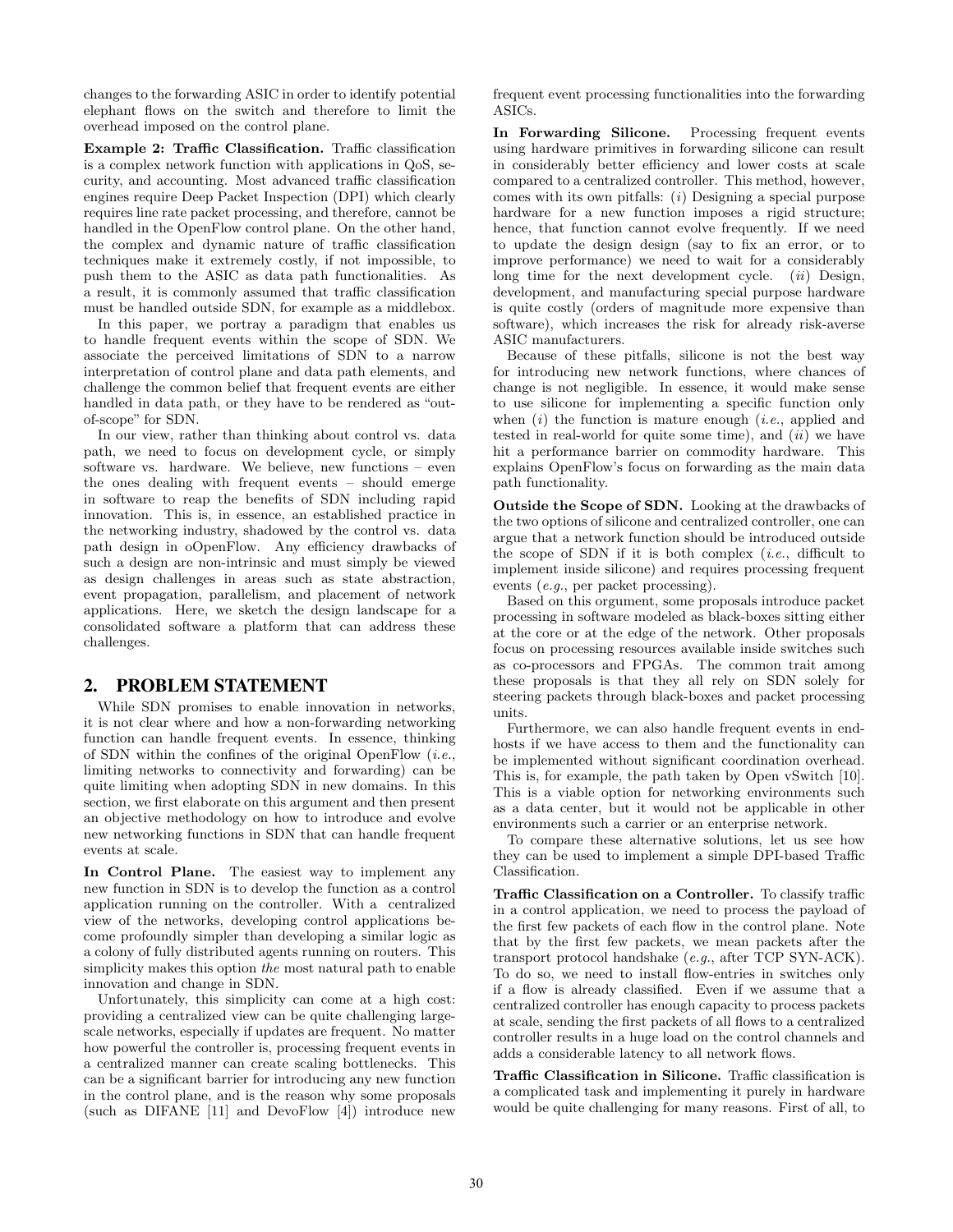changes to the forwarding ASIC in order to identify potential elephant flows on the switch and therefore to limit the overhead imposed on the control plane.

**Example 2: Traffic Classification.** Traffic classification is a complex network function with applications in QoS, security, and accounting. Most advanced traffic classification engines require Deep Packet Inspection (DPI) which clearly requires line rate packet processing, and therefore, cannot be handled in the OpenFlow control plane. On the other hand, the complex and dynamic nature of traffic classification techniques make it extremely costly, if not impossible, to push them to the ASIC as data path functionalities. As a result, it is commonly assumed that traffic classification must be handled outside SDN, for example as a middlebox.

In this paper, we portray a paradigm that enables us to handle frequent events within the scope of SDN. We associate the perceived limitations of SDN to a narrow interpretation of control plane and data path elements, and challenge the common belief that frequent events are either handled in data path, or they have to be rendered as "out-of-scope" for SDN.

In our view, rather than thinking about control vs. data path, we need to focus on development cycle, or simply software vs. hardware. We believe, new functions – even the ones dealing with frequent events – should emerge in software to reap the benefits of SDN including rapid innovation. This is, in essence, an established practice in the networking industry, shadowed by the control vs. data path design in oOpenFlow. Any efficiency drawbacks of such a design are non-intrinsic and must simply be viewed as design challenges in areas such as state abstraction, event propagation, parallelism, and placement of network applications. Here, we sketch the design landscape for a consolidated software a platform that can address these challenges.

## 2. PROBLEM STATEMENT

While SDN promises to enable innovation in networks, it is not clear where and how a non-forwarding networking function can handle frequent events. In essence, thinking of SDN within the confines of the original OpenFlow (*i.e.*, limiting networks to connectivity and forwarding) can be quite limiting when adopting SDN in new domains. In this section, we first elaborate on this argument and then present an objective methodology on how to introduce and evolve new networking functions in SDN that can handle frequent events at scale.

**In Control Plane.** The easiest way to implement any new function in SDN is to develop the function as a control application running on the controller. With a centralized view of the networks, developing control applications become profoundly simpler than developing a similar logic as a colony of fully distributed agents running on routers. This simplicity makes this option *the* most natural path to enable innovation and change in SDN.

Unfortunately, this simplicity can come at a high cost: providing a centralized view can be quite challenging large-scale networks, especially if updates are frequent. No matter how powerful the controller is, processing frequent events in a centralized manner can create scaling bottlenecks. This can be a significant barrier for introducing any new function in the control plane, and is the reason why some proposals (such as DIFANE [11] and DevoFlow [4]) introduce new frequent event processing functionalities into the forwarding ASICs.

**In Forwarding Silicone.** Processing frequent events using hardware primitives in forwarding silicone can result in considerably better efficiency and lower costs at scale compared to a centralized controller. This method, however, comes with its own pitfalls: (*i*) Designing a special purpose hardware for a new function imposes a rigid structure; hence, that function cannot evolve frequently. If we need to update the design design (say to fix an error, or to improve performance) we need to wait for a considerably long time for the next development cycle. (*ii*) Design, development, and manufacturing special purpose hardware is quite costly (orders of magnitude more expensive than software), which increases the risk for already risk-averse ASIC manufacturers.

Because of these pitfalls, silicone is not the best way for introducing new network functions, where chances of change is not negligible. In essence, it would make sense to use silicone for implementing a specific function only when (*i*) the function is mature enough (*i.e.*, applied and tested in real-world for quite some time), and (*ii*) we have hit a performance barrier on commodity hardware. This explains OpenFlow's focus on forwarding as the main data path functionality.

**Outside the Scope of SDN.** Looking at the drawbacks of the two options of silicone and centralized controller, one can argue that a network function should be introduced outside the scope of SDN if it is both complex (*i.e.*, difficult to implement inside silicone) and requires processing frequent events (*e.g.*, per packet processing).

Based on this orgument, some proposals introduce packet processing in software modeled as black-boxes sitting either at the core or at the edge of the network. Other proposals focus on processing resources available inside switches such as co-processors and FPGAs. The common trait among these proposals is that they all rely on SDN solely for steering packets through black-boxes and packet processing units.

Furthermore, we can also handle frequent events in end-hosts if we have access to them and the functionality can be implemented without significant coordination overhead. This is, for example, the path taken by Open vSwitch [10]. This is a viable option for networking environments such as a data center, but it would not be applicable in other environments such a carrier or an enterprise network.

To compare these alternative solutions, let us see how they can be used to implement a simple DPI-based Traffic Classification.

**Traffic Classification on a Controller.** To classify traffic in a control application, we need to process the payload of the first few packets of each flow in the control plane. Note that by the first few packets, we mean packets after the transport protocol handshake (*e.g.*, after TCP SYN-ACK). To do so, we need to install flow-entries in switches only if a flow is already classified. Even if we assume that a centralized controller has enough capacity to process packets at scale, sending the first packets of all flows to a centralized controller results in a huge load on the control channels and adds a considerable latency to all network flows.

**Traffic Classification in Silicone.** Traffic classification is a complicated task and implementing it purely in hardware would be quite challenging for many reasons. First of all, to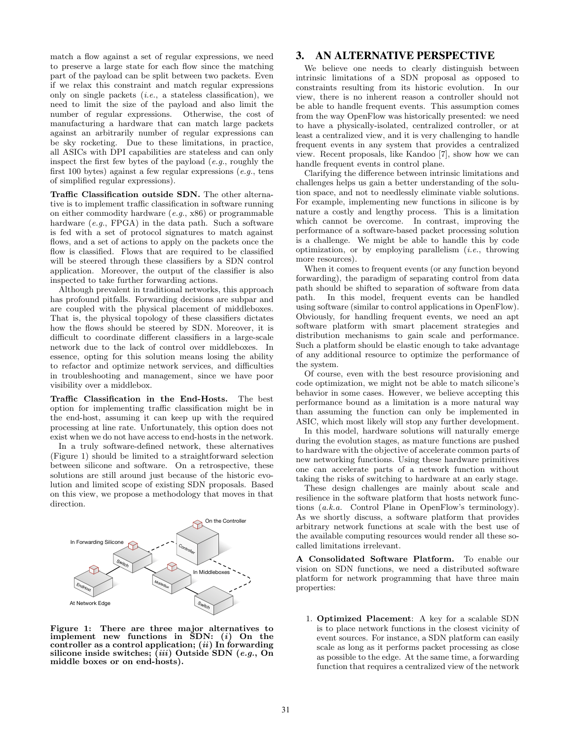match a flow against a set of regular expressions, we need to preserve a large state for each flow since the matching part of the payload can be split between two packets. Even if we relax this constraint and match regular expressions only on single packets (*i.e.*, a stateless classification), we need to limit the size of the payload and also limit the number of regular expressions. Otherwise, the cost of manufacturing a hardware that can match large packets against an arbitrarily number of regular expressions can be sky rocketing. Due to these limitations, in practice, all ASICs with DPI capabilities are stateless and can only inspect the first few bytes of the payload (*e.g.*, roughly the first 100 bytes) against a few regular expressions (*e.g.*, tens of simplified regular expressions).

**Traffic Classification outside SDN.** The other alternative is to implement traffic classification in software running on either commodity hardware (*e.g.*, x86) or programmable hardware (*e.g.*, FPGA) in the data path. Such a software is fed with a set of protocol signatures to match against flows, and a set of actions to apply on the packets once the flow is classified. Flows that are required to be classified will be steered through these classifiers by a SDN control application. Moreover, the output of the classifier is also inspected to take further forwarding actions.

Although prevalent in traditional networks, this approach has profound pitfalls. Forwarding decisions are subpar and are coupled with the physical placement of middleboxes. That is, the physical topology of these classifiers dictates how the flows should be steered by SDN. Moreover, it is difficult to coordinate different classifiers in a large-scale network due to the lack of control over middleboxes. In essence, opting for this solution means losing the ability to refactor and optimize network services, and difficulties in troubleshooting and management, since we have poor visibility over a middlebox.

**Traffic Classification in the End-Hosts.** The best option for implementing traffic classification might be in the end-host, assuming it can keep up with the required processing at line rate. Unfortunately, this option does not exist when we do not have access to end-hosts in the network.

In a truly software-defined network, these alternatives (Figure 1) should be limited to a straightforward selection between silicone and software. On a retrospective, these solutions are still around just because of the historic evolution and limited scope of existing SDN proposals. Based on this view, we propose a methodology that moves in that direction.

On the Controller
In Forwarding Silicone
Controller
Switch
In Middleboxes
EndHost
MiddleBox
At Network Edge
Switch

**Figure 1: There are three major alternatives to implement new functions in SDN: (*i*) On the controller as a control application; (*ii*) In forwarding silicone inside switches; (*iii*) Outside SDN (*e.g.*, On middle boxes or on end-hosts).**

## 3. AN ALTERNATIVE PERSPECTIVE

We believe one needs to clearly distinguish between intrinsic limitations of a SDN proposal as opposed to constraints resulting from its historic evolution. In our view, there is no inherent reason a controller should not be able to handle frequent events. This assumption comes from the way OpenFlow was historically presented: we need to have a physically-isolated, centralized controller, or at least a centralized view, and it is very challenging to handle frequent events in any system that provides a centralized view. Recent proposals, like Kandoo [7], show how we can handle frequent events in control plane.

Clarifying the difference between intrinsic limitations and challenges helps us gain a better understanding of the solution space, and not to needlessly eliminate viable solutions. For example, implementing new functions in silicone is by nature a costly and lengthy process. This is a limitation which cannot be overcome. In contrast, improving the performance of a software-based packet processing solution is a challenge. We might be able to handle this by code optimization, or by employing parallelism (*i.e.*, throwing more resources).

When it comes to frequent events (or any function beyond forwarding), the paradigm of separating control from data path should be shifted to separation of software from data path. In this model, frequent events can be handled using software (similar to control applications in OpenFlow). Obviously, for handling frequent events, we need an apt software platform with smart placement strategies and distribution mechanisms to gain scale and performance. Such a platform should be elastic enough to take advantage of any additional resource to optimize the performance of the system.

Of course, even with the best resource provisioning and code optimization, we might not be able to match silicone's behavior in some cases. However, we believe accepting this performance bound as a limitation is a more natural way than assuming the function can only be implemented in ASIC, which most likely will stop any further development.

In this model, hardware solutions will naturally emerge during the evolution stages, as mature functions are pushed to hardware with the objective of accelerate common parts of new networking functions. Using these hardware primitives one can accelerate parts of a network function without taking the risks of switching to hardware at an early stage.

These design challenges are mainly about scale and resilience in the software platform that hosts network functions (*a.k.a.* Control Plane in OpenFlow's terminology). As we shortly discuss, a software platform that provides arbitrary network functions at scale with the best use of the available computing resources would render all these so-called limitations irrelevant.

**A Consolidated Software Platform.** To enable our vision on SDN functions, we need a distributed software platform for network programming that have three main properties:

1. **Optimized Placement**: A key for a scalable SDN is to place network functions in the closest vicinity of event sources. For instance, a SDN platform can easily scale as long as it performs packet processing as close as possible to the edge. At the same time, a forwarding function that requires a centralized view of the network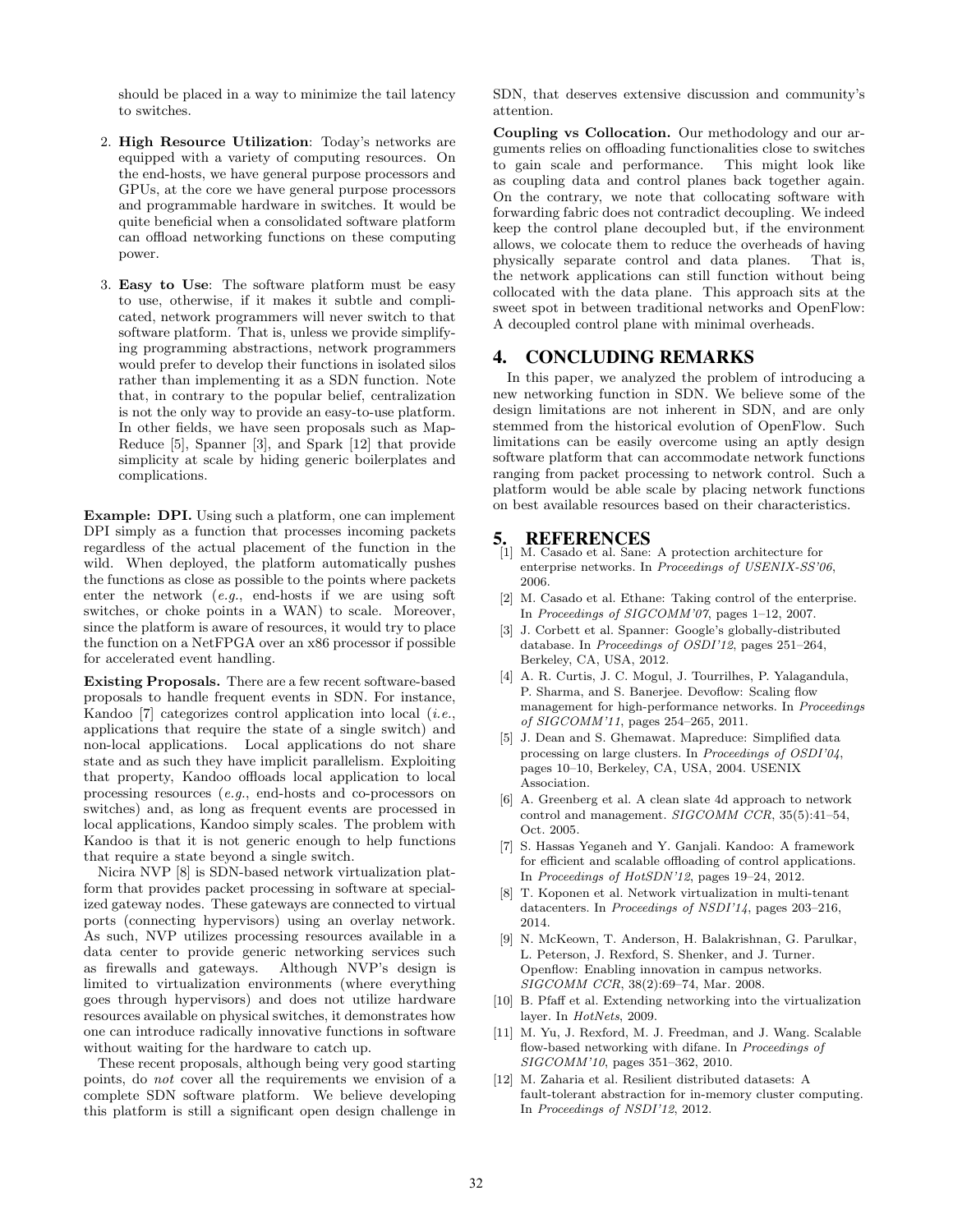should be placed in a way to minimize the tail latency to switches.

2. **High Resource Utilization**: Today's networks are equipped with a variety of computing resources. On the end-hosts, we have general purpose processors and GPUs, at the core we have general purpose processors and programmable hardware in switches. It would be quite beneficial when a consolidated software platform can offload networking functions on these computing power.

3. **Easy to Use**: The software platform must be easy to use, otherwise, if it makes it subtle and complicated, network programmers will never switch to that software platform. That is, unless we provide simplifying programming abstractions, network programmers would prefer to develop their functions in isolated silos rather than implementing it as a SDN function. Note that, in contrary to the popular belief, centralization is not the only way to provide an easy-to-use platform. In other fields, we have seen proposals such as MapReduce [5], Spanner [3], and Spark [12] that provide simplicity at scale by hiding generic boilerplates and complications.

**Example: DPI.** Using such a platform, one can implement DPI simply as a function that processes incoming packets regardless of the actual placement of the function in the wild. When deployed, the platform automatically pushes the functions as close as possible to the points where packets enter the network (*e.g.*, end-hosts if we are using soft switches, or choke points in a WAN) to scale. Moreover, since the platform is aware of resources, it would try to place the function on a NetFPGA over an x86 processor if possible for accelerated event handling.

**Existing Proposals.** There are a few recent software-based proposals to handle frequent events in SDN. For instance, Kandoo [7] categorizes control application into local (*i.e.*, applications that require the state of a single switch) and non-local applications. Local applications do not share state and as such they have implicit parallelism. Exploiting that property, Kandoo offloads local application to local processing resources (*e.g.*, end-hosts and co-processors on switches) and, as long as frequent events are processed in local applications, Kandoo simply scales. The problem with Kandoo is that it is not generic enough to help functions that require a state beyond a single switch.

Nicira NVP [8] is SDN-based network virtualization platform that provides packet processing in software at specialized gateway nodes. These gateways are connected to virtual ports (connecting hypervisors) using an overlay network. As such, NVP utilizes processing resources available in a data center to provide generic networking services such as firewalls and gateways. Although NVP's design is limited to virtualization environments (where everything goes through hypervisors) and does not utilize hardware resources available on physical switches, it demonstrates how one can introduce radically innovative functions in software without waiting for the hardware to catch up.

These recent proposals, although being very good starting points, do *not* cover all the requirements we envision of a complete SDN software platform. We believe developing this platform is still a significant open design challenge in SDN, that deserves extensive discussion and community's attention.

**Coupling vs Collocation.** Our methodology and our arguments relies on offloading functionalities close to switches to gain scale and performance. This might look like as coupling data and control planes back together again. On the contrary, we note that collocating software with forwarding fabric does not contradict decoupling. We indeed keep the control plane decoupled but, if the environment allows, we colocate them to reduce the overheads of having physically separate control and data planes. That is, the network applications can still function without being collocated with the data plane. This approach sits at the sweet spot in between traditional networks and OpenFlow: A decoupled control plane with minimal overheads.

# 4. CONCLUDING REMARKS

In this paper, we analyzed the problem of introducing a new networking function in SDN. We believe some of the design limitations are not inherent in SDN, and are only stemmed from the historical evolution of OpenFlow. Such limitations can be easily overcome using an aptly design software platform that can accommodate network functions ranging from packet processing to network control. Such a platform would be able scale by placing network functions on best available resources based on their characteristics.

# 5. REFERENCES

[1] M. Casado et al. Sane: A protection architecture for enterprise networks. In *Proceedings of USENIX-SS'06*, 2006.

[2] M. Casado et al. Ethane: Taking control of the enterprise. In *Proceedings of SIGCOMM'07*, pages 1–12, 2007.

[3] J. Corbett et al. Spanner: Google's globally-distributed database. In *Proceedings of OSDI'12*, pages 251–264, Berkeley, CA, USA, 2012.

[4] A. R. Curtis, J. C. Mogul, J. Tourrilhes, P. Yalagandula, P. Sharma, and S. Banerjee. Devoflow: Scaling flow management for high-performance networks. In *Proceedings of SIGCOMM'11*, pages 254–265, 2011.

[5] J. Dean and S. Ghemawat. Mapreduce: Simplified data processing on large clusters. In *Proceedings of OSDI'04*, pages 10–10, Berkeley, CA, USA, 2004. USENIX Association.

[6] A. Greenberg et al. A clean slate 4d approach to network control and management. *SIGCOMM CCR*, 35(5):41–54, Oct. 2005.

[7] S. Hassas Yeganeh and Y. Ganjali. Kandoo: A framework for efficient and scalable offloading of control applications. In *Proceedings of HotSDN'12*, pages 19–24, 2012.

[8] T. Koponen et al. Network virtualization in multi-tenant datacenters. In *Proceedings of NSDI'14*, pages 203–216, 2014.

[9] N. McKeown, T. Anderson, H. Balakrishnan, G. Parulkar, L. Peterson, J. Rexford, S. Shenker, and J. Turner. Openflow: Enabling innovation in campus networks. *SIGCOMM CCR*, 38(2):69–74, Mar. 2008.

[10] B. Pfaff et al. Extending networking into the virtualization layer. In *HotNets*, 2009.

[11] M. Yu, J. Rexford, M. J. Freedman, and J. Wang. Scalable flow-based networking with difane. In *Proceedings of SIGCOMM'10*, pages 351–362, 2010.

[12] M. Zaharia et al. Resilient distributed datasets: A fault-tolerant abstraction for in-memory cluster computing. In *Proceedings of NSDI'12*, 2012.